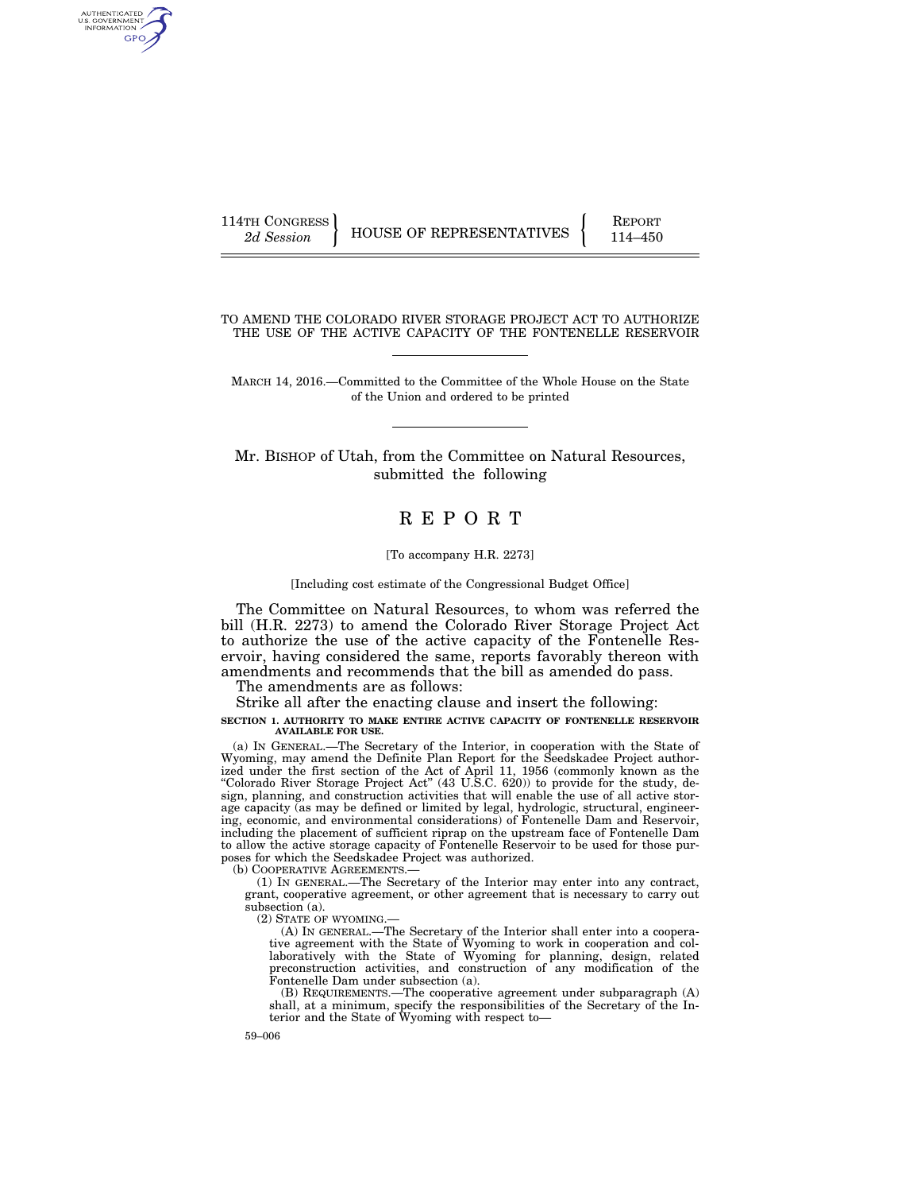114TH CONGRESS
2d Session

HOUSE OF REPRESENTATIVES

REPORT
114–450

# TO AMEND THE COLORADO RIVER STORAGE PROJECT ACT TO AUTHORIZE THE USE OF THE ACTIVE CAPACITY OF THE FONTENELLE RESERVOIR

MARCH 14, 2016.—Committed to the Committee of the Whole House on the State of the Union and ordered to be printed

Mr. BISHOP of Utah, from the Committee on Natural Resources, submitted the following

# REPORT

[To accompany H.R. 2273]

[Including cost estimate of the Congressional Budget Office]

The Committee on Natural Resources, to whom was referred the bill (H.R. 2273) to amend the Colorado River Storage Project Act to authorize the use of the active capacity of the Fontenelle Reservoir, having considered the same, reports favorably thereon with amendments and recommends that the bill as amended do pass.

The amendments are as follows:

Strike all after the enacting clause and insert the following:

**SECTION 1. AUTHORITY TO MAKE ENTIRE ACTIVE CAPACITY OF FONTENELLE RESERVOIR AVAILABLE FOR USE.**

(a) IN GENERAL.—The Secretary of the Interior, in cooperation with the State of Wyoming, may amend the Definite Plan Report for the Seedskadee Project authorized under the first section of the Act of April 11, 1956 (commonly known as the "Colorado River Storage Project Act" (43 U.S.C. 620)) to provide for the study, design, planning, and construction activities that will enable the use of all active storage capacity (as may be defined or limited by legal, hydrologic, structural, engineering, economic, and environmental considerations) of Fontenelle Dam and Reservoir, including the placement of sufficient riprap on the upstream face of Fontenelle Dam to allow the active storage capacity of Fontenelle Reservoir to be used for those purposes for which the Seedskadee Project was authorized.

(b) COOPERATIVE AGREEMENTS.—

(1) IN GENERAL.—The Secretary of the Interior may enter into any contract, grant, cooperative agreement, or other agreement that is necessary to carry out subsection (a).

(2) STATE OF WYOMING.—

(A) IN GENERAL.—The Secretary of the Interior shall enter into a cooperative agreement with the State of Wyoming to work in cooperation and collaboratively with the State of Wyoming for planning, design, related preconstruction activities, and construction of any modification of the Fontenelle Dam under subsection (a).

(B) REQUIREMENTS.—The cooperative agreement under subparagraph (A) shall, at a minimum, specify the responsibilities of the Secretary of the Interior and the State of Wyoming with respect to—

59–006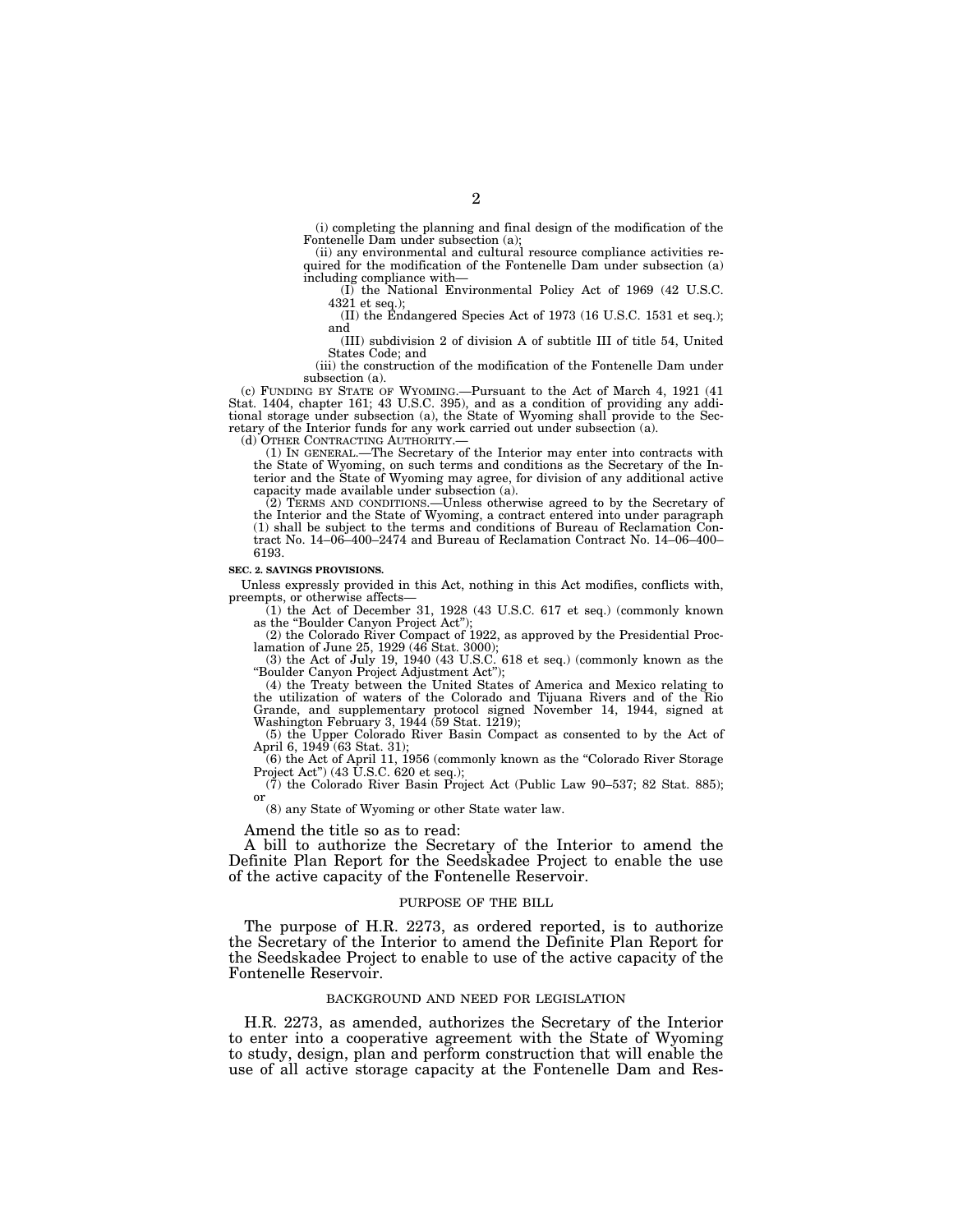(i) completing the planning and final design of the modification of the Fontenelle Dam under subsection (a);

(ii) any environmental and cultural resource compliance activities required for the modification of the Fontenelle Dam under subsection (a) including compliance with—

(I) the National Environmental Policy Act of 1969 (42 U.S.C. 4321 et seq.);

(II) the Endangered Species Act of 1973 (16 U.S.C. 1531 et seq.); and

(III) subdivision 2 of division A of subtitle III of title 54, United States Code; and

(iii) the construction of the modification of the Fontenelle Dam under subsection (a).

(c) FUNDING BY STATE OF WYOMING.—Pursuant to the Act of March 4, 1921 (41 Stat. 1404, chapter 161; 43 U.S.C. 395), and as a condition of providing any additional storage under subsection (a), the State of Wyoming shall provide to the Secretary of the Interior funds for any work carried out under subsection (a).

(d) OTHER CONTRACTING AUTHORITY.—

(1) IN GENERAL.—The Secretary of the Interior may enter into contracts with the State of Wyoming, on such terms and conditions as the Secretary of the Interior and the State of Wyoming may agree, for division of any additional active capacity made available under subsection (a).

(2) TERMS AND CONDITIONS.—Unless otherwise agreed to by the Secretary of the Interior and the State of Wyoming, a contract entered into under paragraph (1) shall be subject to the terms and conditions of Bureau of Reclamation Contract No. 14–06–400–2474 and Bureau of Reclamation Contract No. 14–06–400–6193.

**SEC. 2. SAVINGS PROVISIONS.**

Unless expressly provided in this Act, nothing in this Act modifies, conflicts with, preempts, or otherwise affects—

(1) the Act of December 31, 1928 (43 U.S.C. 617 et seq.) (commonly known as the "Boulder Canyon Project Act");

(2) the Colorado River Compact of 1922, as approved by the Presidential Proclamation of June 25, 1929 (46 Stat. 3000);

(3) the Act of July 19, 1940 (43 U.S.C. 618 et seq.) (commonly known as the "Boulder Canyon Project Adjustment Act");

(4) the Treaty between the United States of America and Mexico relating to the utilization of waters of the Colorado and Tijuana Rivers and of the Rio Grande, and supplementary protocol signed November 14, 1944, signed at Washington February 3, 1944 (59 Stat. 1219);

(5) the Upper Colorado River Basin Compact as consented to by the Act of April 6, 1949 (63 Stat. 31);

(6) the Act of April 11, 1956 (commonly known as the "Colorado River Storage Project Act") (43 U.S.C. 620 et seq.);

(7) the Colorado River Basin Project Act (Public Law 90–537; 82 Stat. 885); or

(8) any State of Wyoming or other State water law.

Amend the title so as to read:

A bill to authorize the Secretary of the Interior to amend the Definite Plan Report for the Seedskadee Project to enable the use of the active capacity of the Fontenelle Reservoir.

## PURPOSE OF THE BILL

The purpose of H.R. 2273, as ordered reported, is to authorize the Secretary of the Interior to amend the Definite Plan Report for the Seedskadee Project to enable to use of the active capacity of the Fontenelle Reservoir.

## BACKGROUND AND NEED FOR LEGISLATION

H.R. 2273, as amended, authorizes the Secretary of the Interior to enter into a cooperative agreement with the State of Wyoming to study, design, plan and perform construction that will enable the use of all active storage capacity at the Fontenelle Dam and Res-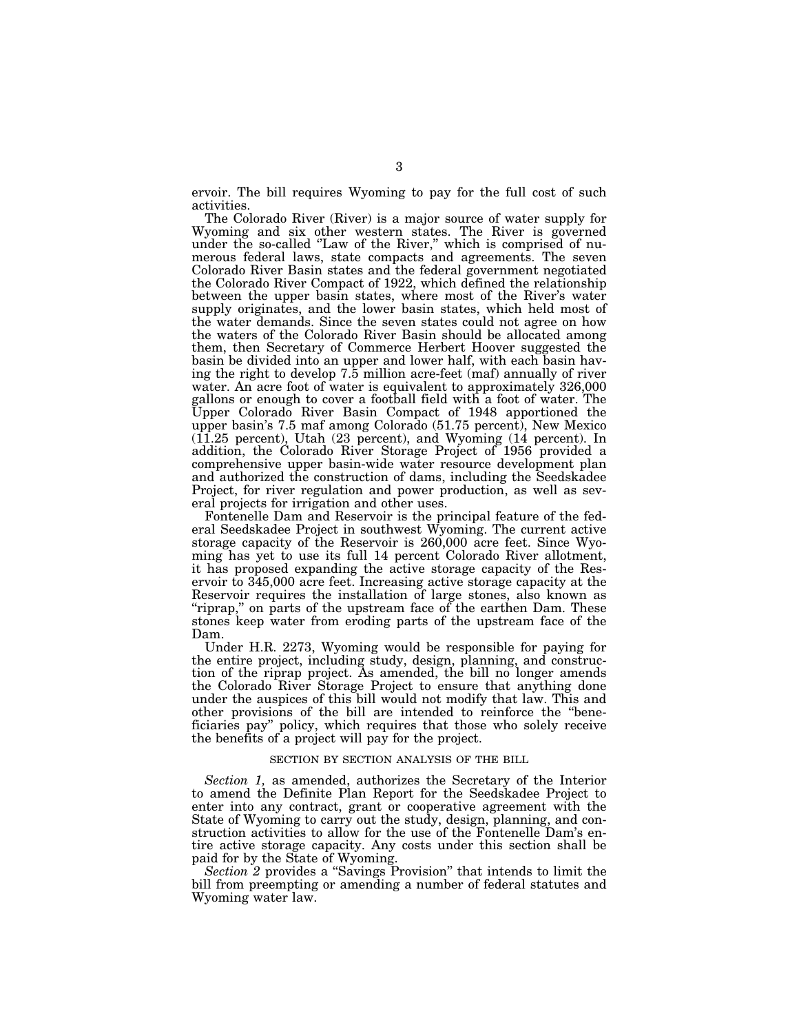ervoir. The bill requires Wyoming to pay for the full cost of such activities.

The Colorado River (River) is a major source of water supply for Wyoming and six other western states. The River is governed under the so-called "Law of the River," which is comprised of numerous federal laws, state compacts and agreements. The seven Colorado River Basin states and the federal government negotiated the Colorado River Compact of 1922, which defined the relationship between the upper basin states, where most of the River's water supply originates, and the lower basin states, which held most of the water demands. Since the seven states could not agree on how the waters of the Colorado River Basin should be allocated among them, then Secretary of Commerce Herbert Hoover suggested the basin be divided into an upper and lower half, with each basin having the right to develop 7.5 million acre-feet (maf) annually of river water. An acre foot of water is equivalent to approximately 326,000 gallons or enough to cover a football field with a foot of water. The Upper Colorado River Basin Compact of 1948 apportioned the upper basin's 7.5 maf among Colorado (51.75 percent), New Mexico (11.25 percent), Utah (23 percent), and Wyoming (14 percent). In addition, the Colorado River Storage Project of 1956 provided a comprehensive upper basin-wide water resource development plan and authorized the construction of dams, including the Seedskadee Project, for river regulation and power production, as well as several projects for irrigation and other uses.

Fontenelle Dam and Reservoir is the principal feature of the federal Seedskadee Project in southwest Wyoming. The current active storage capacity of the Reservoir is 260,000 acre feet. Since Wyoming has yet to use its full 14 percent Colorado River allotment, it has proposed expanding the active storage capacity of the Reservoir to 345,000 acre feet. Increasing active storage capacity at the Reservoir requires the installation of large stones, also known as "riprap," on parts of the upstream face of the earthen Dam. These stones keep water from eroding parts of the upstream face of the Dam.

Under H.R. 2273, Wyoming would be responsible for paying for the entire project, including study, design, planning, and construction of the riprap project. As amended, the bill no longer amends the Colorado River Storage Project to ensure that anything done under the auspices of this bill would not modify that law. This and other provisions of the bill are intended to reinforce the "beneficiaries pay" policy, which requires that those who solely receive the benefits of a project will pay for the project.

## SECTION BY SECTION ANALYSIS OF THE BILL

*Section 1,* as amended, authorizes the Secretary of the Interior to amend the Definite Plan Report for the Seedskadee Project to enter into any contract, grant or cooperative agreement with the State of Wyoming to carry out the study, design, planning, and construction activities to allow for the use of the Fontenelle Dam's entire active storage capacity. Any costs under this section shall be paid for by the State of Wyoming.

*Section 2* provides a "Savings Provision" that intends to limit the bill from preempting or amending a number of federal statutes and Wyoming water law.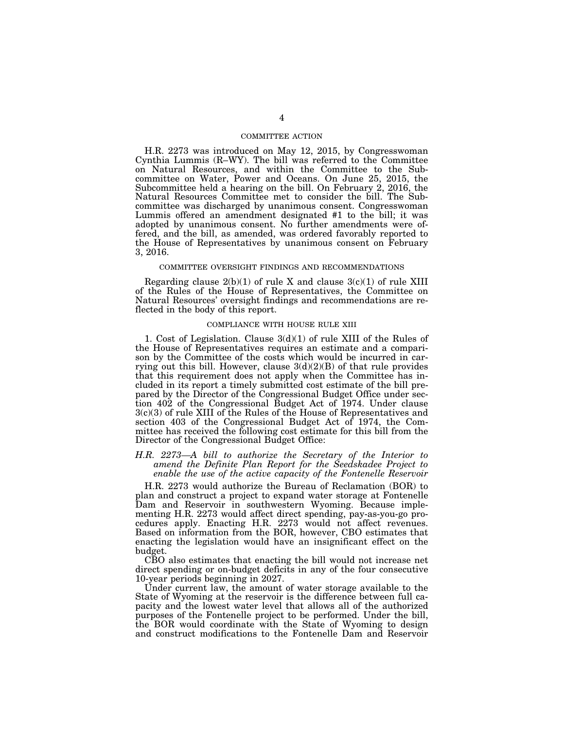## COMMITTEE ACTION

H.R. 2273 was introduced on May 12, 2015, by Congresswoman Cynthia Lummis (R–WY). The bill was referred to the Committee on Natural Resources, and within the Committee to the Subcommittee on Water, Power and Oceans. On June 25, 2015, the Subcommittee held a hearing on the bill. On February 2, 2016, the Natural Resources Committee met to consider the bill. The Subcommittee was discharged by unanimous consent. Congresswoman Lummis offered an amendment designated #1 to the bill; it was adopted by unanimous consent. No further amendments were offered, and the bill, as amended, was ordered favorably reported to the House of Representatives by unanimous consent on February 3, 2016.

## COMMITTEE OVERSIGHT FINDINGS AND RECOMMENDATIONS

Regarding clause 2(b)(1) of rule X and clause 3(c)(1) of rule XIII of the Rules of the House of Representatives, the Committee on Natural Resources' oversight findings and recommendations are reflected in the body of this report.

## COMPLIANCE WITH HOUSE RULE XIII

1. Cost of Legislation. Clause 3(d)(1) of rule XIII of the Rules of the House of Representatives requires an estimate and a comparison by the Committee of the costs which would be incurred in carrying out this bill. However, clause 3(d)(2)(B) of that rule provides that this requirement does not apply when the Committee has included in its report a timely submitted cost estimate of the bill prepared by the Director of the Congressional Budget Office under section 402 of the Congressional Budget Act of 1974. Under clause 3(c)(3) of rule XIII of the Rules of the House of Representatives and section 403 of the Congressional Budget Act of 1974, the Committee has received the following cost estimate for this bill from the Director of the Congressional Budget Office:

*H.R. 2273—A bill to authorize the Secretary of the Interior to amend the Definite Plan Report for the Seedskadee Project to enable the use of the active capacity of the Fontenelle Reservoir*

H.R. 2273 would authorize the Bureau of Reclamation (BOR) to plan and construct a project to expand water storage at Fontenelle Dam and Reservoir in southwestern Wyoming. Because implementing H.R. 2273 would affect direct spending, pay-as-you-go procedures apply. Enacting H.R. 2273 would not affect revenues. Based on information from the BOR, however, CBO estimates that enacting the legislation would have an insignificant effect on the budget.

CBO also estimates that enacting the bill would not increase net direct spending or on-budget deficits in any of the four consecutive 10-year periods beginning in 2027.

Under current law, the amount of water storage available to the State of Wyoming at the reservoir is the difference between full capacity and the lowest water level that allows all of the authorized purposes of the Fontenelle project to be performed. Under the bill, the BOR would coordinate with the State of Wyoming to design and construct modifications to the Fontenelle Dam and Reservoir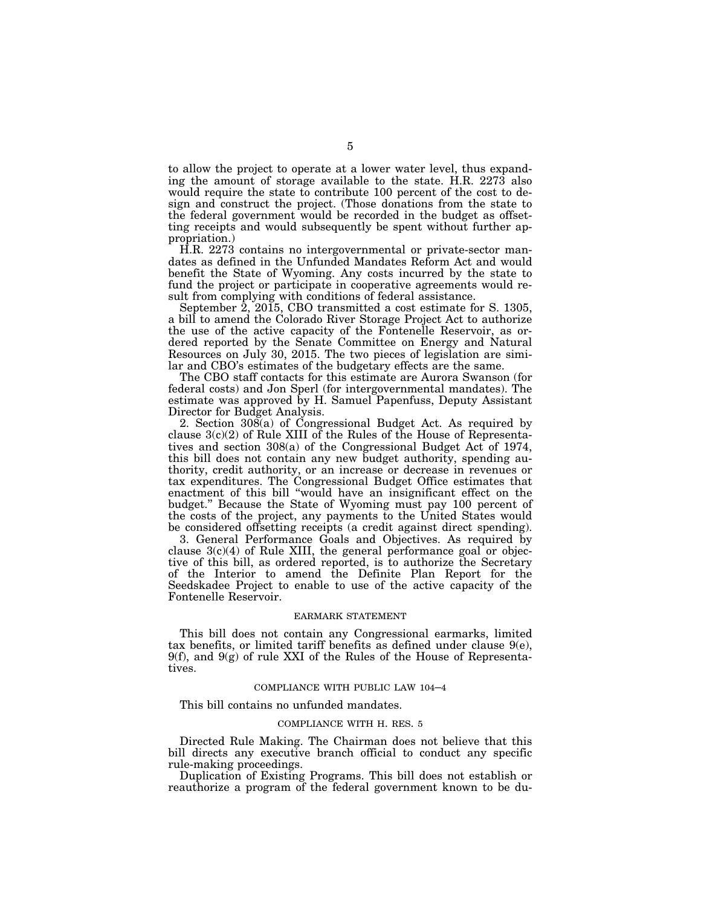to allow the project to operate at a lower water level, thus expanding the amount of storage available to the state. H.R. 2273 also would require the state to contribute 100 percent of the cost to design and construct the project. (Those donations from the state to the federal government would be recorded in the budget as offsetting receipts and would subsequently be spent without further appropriation.)

H.R. 2273 contains no intergovernmental or private-sector mandates as defined in the Unfunded Mandates Reform Act and would benefit the State of Wyoming. Any costs incurred by the state to fund the project or participate in cooperative agreements would result from complying with conditions of federal assistance.

September 2, 2015, CBO transmitted a cost estimate for S. 1305, a bill to amend the Colorado River Storage Project Act to authorize the use of the active capacity of the Fontenelle Reservoir, as ordered reported by the Senate Committee on Energy and Natural Resources on July 30, 2015. The two pieces of legislation are similar and CBO's estimates of the budgetary effects are the same.

The CBO staff contacts for this estimate are Aurora Swanson (for federal costs) and Jon Sperl (for intergovernmental mandates). The estimate was approved by H. Samuel Papenfuss, Deputy Assistant Director for Budget Analysis.

2. Section 308(a) of Congressional Budget Act. As required by clause 3(c)(2) of Rule XIII of the Rules of the House of Representatives and section 308(a) of the Congressional Budget Act of 1974, this bill does not contain any new budget authority, spending authority, credit authority, or an increase or decrease in revenues or tax expenditures. The Congressional Budget Office estimates that enactment of this bill "would have an insignificant effect on the budget." Because the State of Wyoming must pay 100 percent of the costs of the project, any payments to the United States would be considered offsetting receipts (a credit against direct spending).

3. General Performance Goals and Objectives. As required by clause 3(c)(4) of Rule XIII, the general performance goal or objective of this bill, as ordered reported, is to authorize the Secretary of the Interior to amend the Definite Plan Report for the Seedskadee Project to enable to use of the active capacity of the Fontenelle Reservoir.

## EARMARK STATEMENT

This bill does not contain any Congressional earmarks, limited tax benefits, or limited tariff benefits as defined under clause 9(e), 9(f), and 9(g) of rule XXI of the Rules of the House of Representatives.

## COMPLIANCE WITH PUBLIC LAW 104–4

This bill contains no unfunded mandates.

## COMPLIANCE WITH H. RES. 5

Directed Rule Making. The Chairman does not believe that this bill directs any executive branch official to conduct any specific rule-making proceedings.

Duplication of Existing Programs. This bill does not establish or reauthorize a program of the federal government known to be du-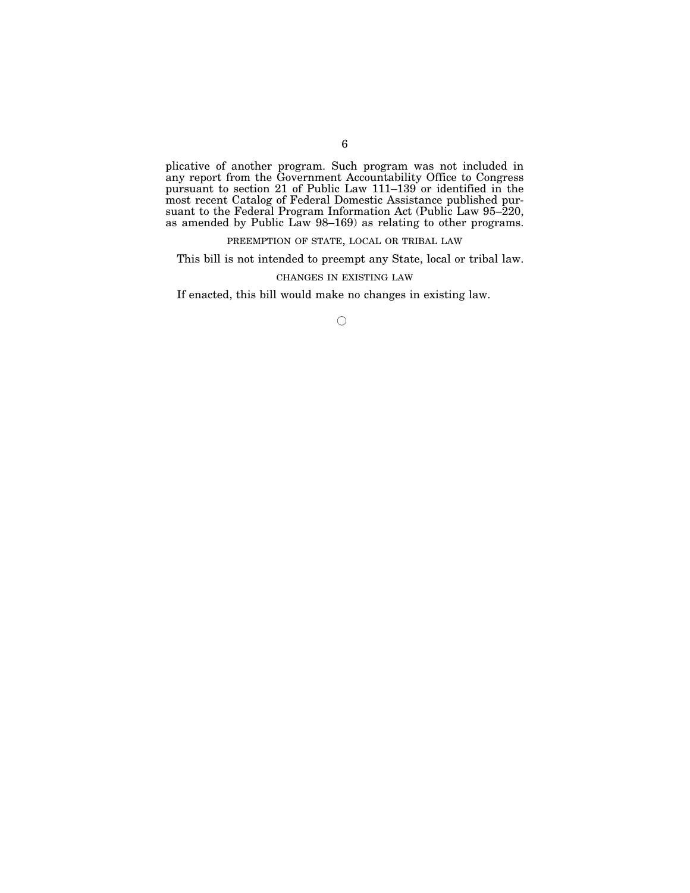plicative of another program. Such program was not included in any report from the Government Accountability Office to Congress pursuant to section 21 of Public Law 111–139 or identified in the most recent Catalog of Federal Domestic Assistance published pursuant to the Federal Program Information Act (Public Law 95–220, as amended by Public Law 98–169) as relating to other programs.

## PREEMPTION OF STATE, LOCAL OR TRIBAL LAW

This bill is not intended to preempt any State, local or tribal law.

## CHANGES IN EXISTING LAW

If enacted, this bill would make no changes in existing law.

○